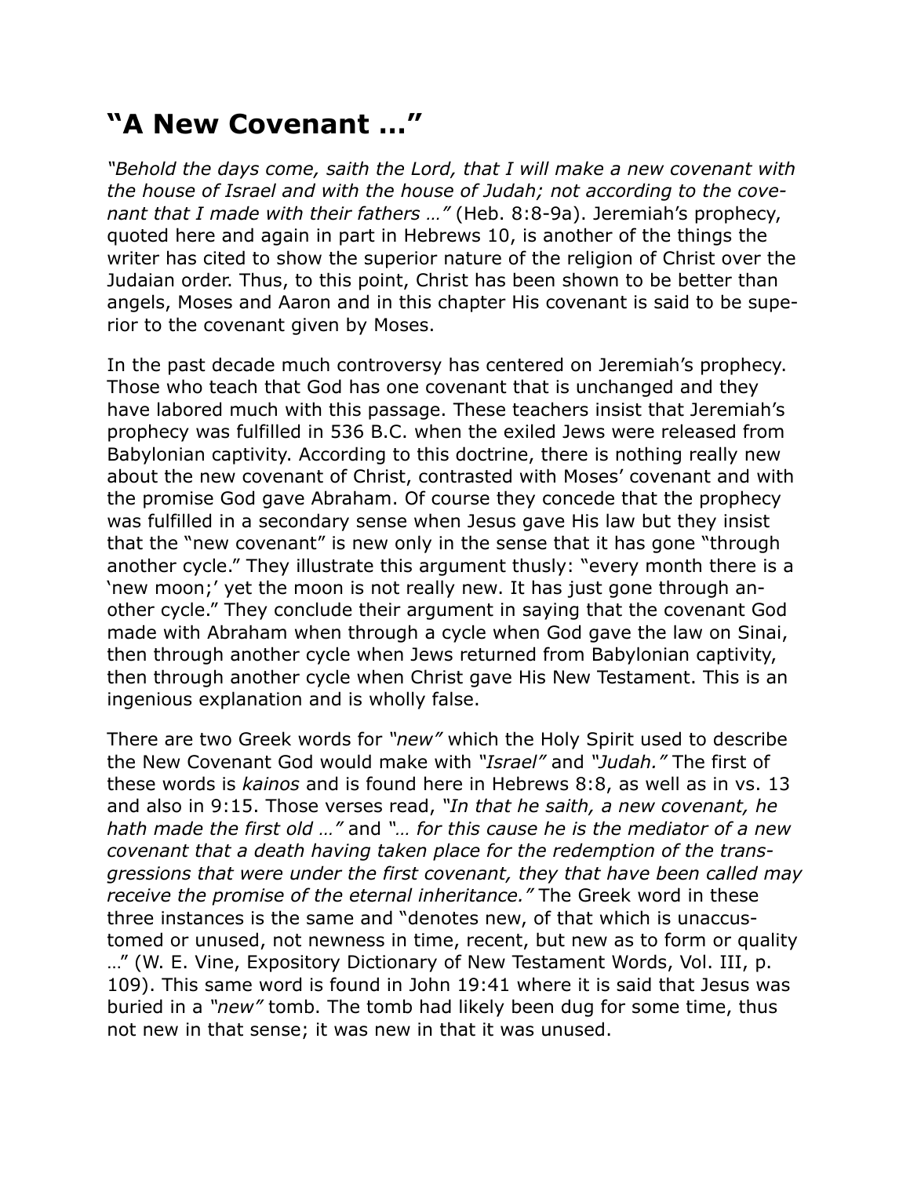# "A New Covenant …"

*"Behold the days come, saith the Lord, that I will make a new covenant with the house of Israel and with the house of Judah; not according to the covenant that I made with their fathers …"* (Heb. 8:8-9a). Jeremiah's prophecy, quoted here and again in part in Hebrews 10, is another of the things the writer has cited to show the superior nature of the religion of Christ over the Judaian order. Thus, to this point, Christ has been shown to be better than angels, Moses and Aaron and in this chapter His covenant is said to be superior to the covenant given by Moses.

In the past decade much controversy has centered on Jeremiah's prophecy. Those who teach that God has one covenant that is unchanged and they have labored much with this passage. These teachers insist that Jeremiah's prophecy was fulfilled in 536 B.C. when the exiled Jews were released from Babylonian captivity. According to this doctrine, there is nothing really new about the new covenant of Christ, contrasted with Moses' covenant and with the promise God gave Abraham. Of course they concede that the prophecy was fulfilled in a secondary sense when Jesus gave His law but they insist that the "new covenant" is new only in the sense that it has gone "through another cycle." They illustrate this argument thusly: "every month there is a 'new moon;' yet the moon is not really new. It has just gone through another cycle." They conclude their argument in saying that the covenant God made with Abraham when through a cycle when God gave the law on Sinai, then through another cycle when Jews returned from Babylonian captivity, then through another cycle when Christ gave His New Testament. This is an ingenious explanation and is wholly false.

There are two Greek words for *"new"* which the Holy Spirit used to describe the New Covenant God would make with *"Israel"* and *"Judah."* The first of these words is *kainos* and is found here in Hebrews 8:8, as well as in vs. 13 and also in 9:15. Those verses read, *"In that he saith, a new covenant, he hath made the first old …"* and *"… for this cause he is the mediator of a new covenant that a death having taken place for the redemption of the transgressions that were under the first covenant, they that have been called may receive the promise of the eternal inheritance."* The Greek word in these three instances is the same and "denotes new, of that which is unaccustomed or unused, not newness in time, recent, but new as to form or quality …" (W. E. Vine, Expository Dictionary of New Testament Words, Vol. III, p. 109). This same word is found in John 19:41 where it is said that Jesus was buried in a *"new"* tomb. The tomb had likely been dug for some time, thus not new in that sense; it was new in that it was unused.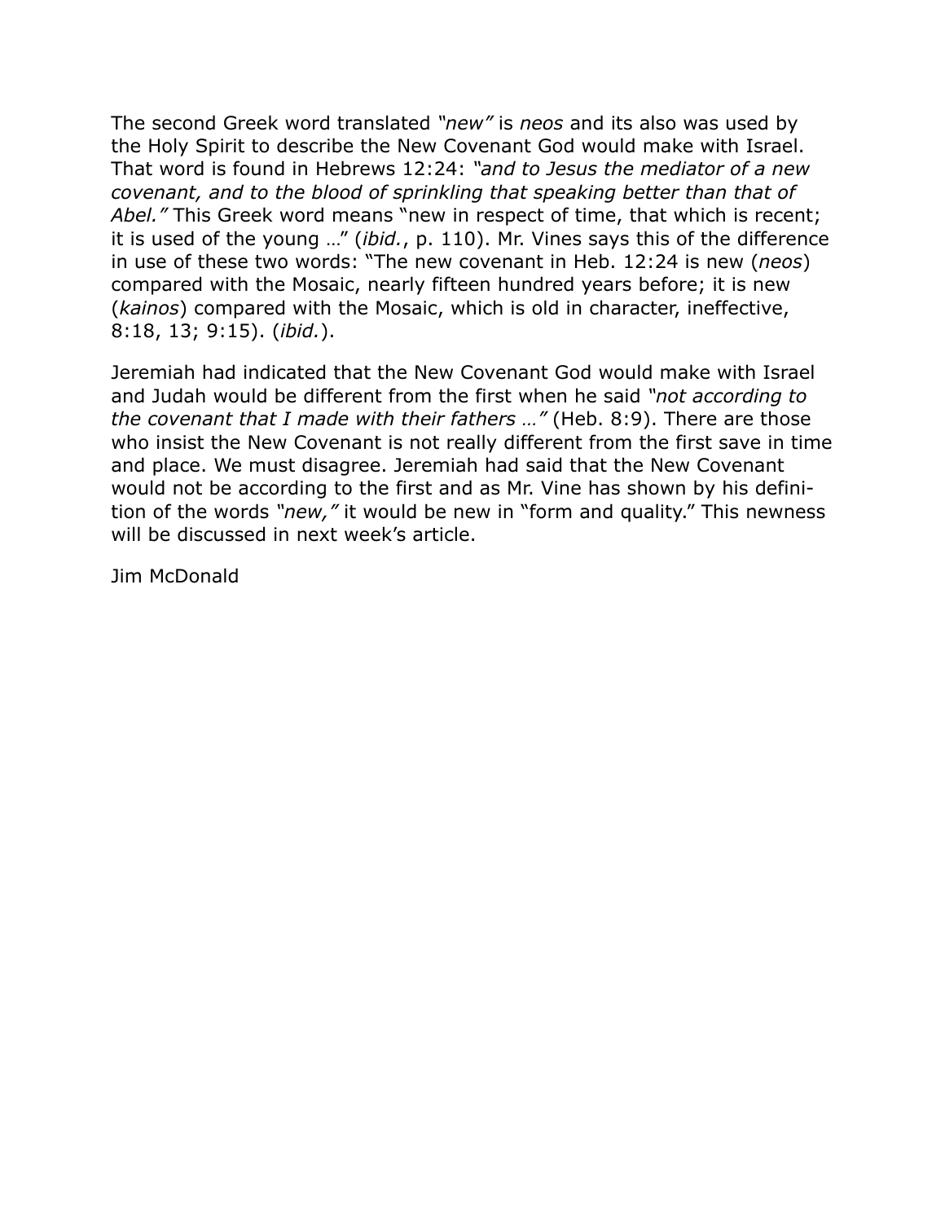The second Greek word translated *"new"* is *neos* and its also was used by the Holy Spirit to describe the New Covenant God would make with Israel. That word is found in Hebrews 12:24: *"and to Jesus the mediator of a new covenant, and to the blood of sprinkling that speaking better than that of Abel."* This Greek word means "new in respect of time, that which is recent; it is used of the young …" (*ibid.*, p. 110). Mr. Vines says this of the difference in use of these two words: "The new covenant in Heb. 12:24 is new (*neos*) compared with the Mosaic, nearly fifteen hundred years before; it is new (*kainos*) compared with the Mosaic, which is old in character, ineffective, 8:18, 13; 9:15). (*ibid.*).

Jeremiah had indicated that the New Covenant God would make with Israel and Judah would be different from the first when he said *"not according to the covenant that I made with their fathers …"* (Heb. 8:9). There are those who insist the New Covenant is not really different from the first save in time and place. We must disagree. Jeremiah had said that the New Covenant would not be according to the first and as Mr. Vine has shown by his definition of the words *"new,"* it would be new in "form and quality." This newness will be discussed in next week's article.

Jim McDonald